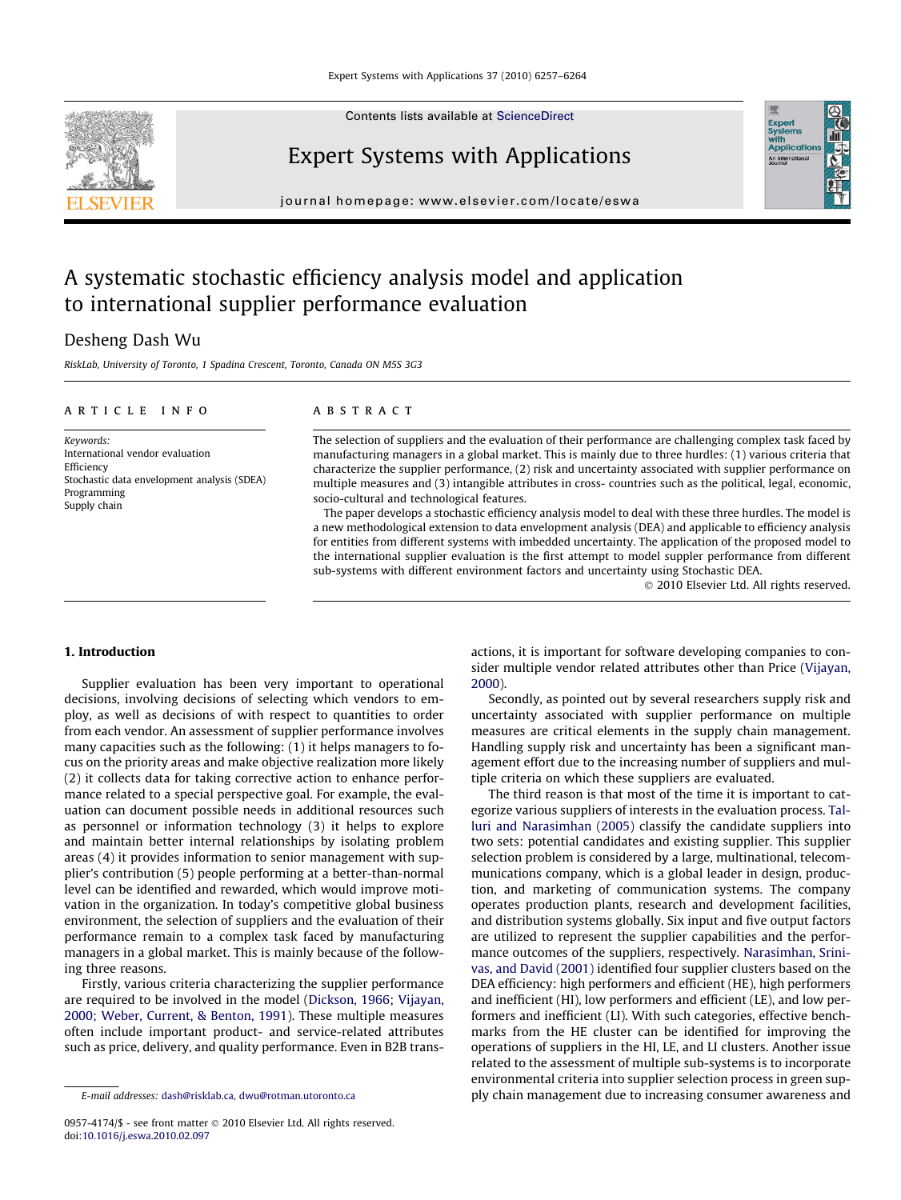# A systematic stochastic efficiency analysis model and application to international supplier performance evaluation

Desheng Dash Wu

*RiskLab, University of Toronto, 1 Spadina Crescent, Toronto, Canada ON M5S 3G3*

**ARTICLE INFO**

*Keywords:*
International vendor evaluation
Efficiency
Stochastic data envelopment analysis (SDEA)
Programming
Supply chain

**ABSTRACT**

The selection of suppliers and the evaluation of their performance are challenging complex task faced by manufacturing managers in a global market. This is mainly due to three hurdles: (1) various criteria that characterize the supplier performance, (2) risk and uncertainty associated with supplier performance on multiple measures and (3) intangible attributes in cross- countries such as the political, legal, economic, socio-cultural and technological features.

The paper develops a stochastic efficiency analysis model to deal with these three hurdles. The model is a new methodological extension to data envelopment analysis (DEA) and applicable to efficiency analysis for entities from different systems with imbedded uncertainty. The application of the proposed model to the international supplier evaluation is the first attempt to model suppler performance from different sub-systems with different environment factors and uncertainty using Stochastic DEA.

© 2010 Elsevier Ltd. All rights reserved.

## 1. Introduction

Supplier evaluation has been very important to operational decisions, involving decisions of selecting which vendors to employ, as well as decisions of with respect to quantities to order from each vendor. An assessment of supplier performance involves many capacities such as the following: (1) it helps managers to focus on the priority areas and make objective realization more likely (2) it collects data for taking corrective action to enhance performance related to a special perspective goal. For example, the evaluation can document possible needs in additional resources such as personnel or information technology (3) it helps to explore and maintain better internal relationships by isolating problem areas (4) it provides information to senior management with supplier's contribution (5) people performing at a better-than-normal level can be identified and rewarded, which would improve motivation in the organization. In today's competitive global business environment, the selection of suppliers and the evaluation of their performance remain to a complex task faced by manufacturing managers in a global market. This is mainly because of the following three reasons.

Firstly, various criteria characterizing the supplier performance are required to be involved in the model (Dickson, 1966; Vijayan, 2000; Weber, Current, & Benton, 1991). These multiple measures often include important product- and service-related attributes such as price, delivery, and quality performance. Even in B2B transactions, it is important for software developing companies to consider multiple vendor related attributes other than Price (Vijayan, 2000).

Secondly, as pointed out by several researchers supply risk and uncertainty associated with supplier performance on multiple measures are critical elements in the supply chain management. Handling supply risk and uncertainty has been a significant management effort due to the increasing number of suppliers and multiple criteria on which these suppliers are evaluated.

The third reason is that most of the time it is important to categorize various suppliers of interests in the evaluation process. Talluri and Narasimhan (2005) classify the candidate suppliers into two sets: potential candidates and existing supplier. This supplier selection problem is considered by a large, multinational, telecommunications company, which is a global leader in design, production, and marketing of communication systems. The company operates production plants, research and development facilities, and distribution systems globally. Six input and five output factors are utilized to represent the supplier capabilities and the performance outcomes of the suppliers, respectively. Narasimhan, Srinivas, and David (2001) identified four supplier clusters based on the DEA efficiency: high performers and efficient (HE), high performers and inefficient (HI), low performers and efficient (LE), and low performers and inefficient (LI). With such categories, effective benchmarks from the HE cluster can be identified for improving the operations of suppliers in the HI, LE, and LI clusters. Another issue related to the assessment of multiple sub-systems is to incorporate environmental criteria into supplier selection process in green supply chain management due to increasing consumer awareness and

E-mail addresses: dash@risklab.ca, dwu@rotman.utoronto.ca

0957-4174/$ - see front matter © 2010 Elsevier Ltd. All rights reserved.
doi:10.1016/j.eswa.2010.02.097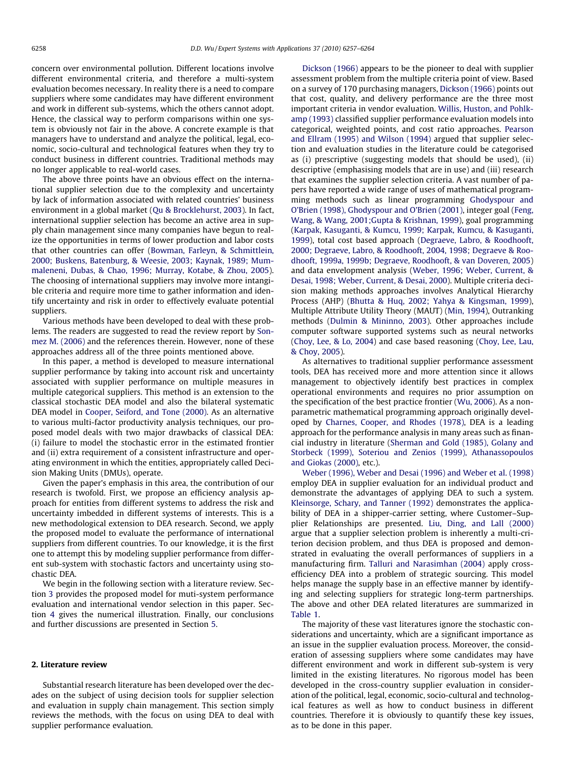concern over environmental pollution. Different locations involve different environmental criteria, and therefore a multi-system evaluation becomes necessary. In reality there is a need to compare suppliers where some candidates may have different environment and work in different sub-systems, which the others cannot adopt. Hence, the classical way to perform comparisons within one system is obviously not fair in the above. A concrete example is that managers have to understand and analyze the political, legal, economic, socio-cultural and technological features when they try to conduct business in different countries. Traditional methods may no longer applicable to real-world cases.

The above three points have an obvious effect on the international supplier selection due to the complexity and uncertainty by lack of information associated with related countries' business environment in a global market (Qu & Brocklehurst, 2003). In fact, international supplier selection has become an active area in supply chain management since many companies have begun to realize the opportunities in terms of lower production and labor costs that other countries can offer (Bowman, Farleyn, & Schmittlein, 2000; Buskens, Batenburg, & Weesie, 2003; Kaynak, 1989; Mummaleneni, Dubas, & Chao, 1996; Murray, Kotabe, & Zhou, 2005). The choosing of international suppliers may involve more intangible criteria and require more time to gather information and identify uncertainty and risk in order to effectively evaluate potential suppliers.

Various methods have been developed to deal with these problems. The readers are suggested to read the review report by Sonmez M. (2006) and the references therein. However, none of these approaches address all of the three points mentioned above.

In this paper, a method is developed to measure international supplier performance by taking into account risk and uncertainty associated with supplier performance on multiple measures in multiple categorical suppliers. This method is an extension to the classical stochastic DEA model and also the bilateral systematic DEA model in Cooper, Seiford, and Tone (2000). As an alternative to various multi-factor productivity analysis techniques, our proposed model deals with two major drawbacks of classical DEA: (i) failure to model the stochastic error in the estimated frontier and (ii) extra requirement of a consistent infrastructure and operating environment in which the entities, appropriately called Decision Making Units (DMUs), operate.

Given the paper's emphasis in this area, the contribution of our research is twofold. First, we propose an efficiency analysis approach for entities from different systems to address the risk and uncertainty imbedded in different systems of interests. This is a new methodological extension to DEA research. Second, we apply the proposed model to evaluate the performance of international suppliers from different countries. To our knowledge, it is the first one to attempt this by modeling supplier performance from different sub-system with stochastic factors and uncertainty using stochastic DEA.

We begin in the following section with a literature review. Section 3 provides the proposed model for muti-system performance evaluation and international vendor selection in this paper. Section 4 gives the numerical illustration. Finally, our conclusions and further discussions are presented in Section 5.

## 2. Literature review

Substantial research literature has been developed over the decades on the subject of using decision tools for supplier selection and evaluation in supply chain management. This section simply reviews the methods, with the focus on using DEA to deal with supplier performance evaluation.

Dickson (1966) appears to be the pioneer to deal with supplier assessment problem from the multiple criteria point of view. Based on a survey of 170 purchasing managers, Dickson (1966) points out that cost, quality, and delivery performance are the three most important criteria in vendor evaluation. Willis, Huston, and Pohlkamp (1993) classified supplier performance evaluation models into categorical, weighted points, and cost ratio approaches. Pearson and Ellram (1995) and Wilson (1994) argued that supplier selection and evaluation studies in the literature could be categorised as (i) prescriptive (suggesting models that should be used), (ii) descriptive (emphasising models that are in use) and (iii) research that examines the supplier selection criteria. A vast number of papers have reported a wide range of uses of mathematical programming methods such as linear programming Ghodyspour and O'Brien (1998), Ghodyspour and O'Brien (2001), integer goal (Feng, Wang, & Wang, 2001;Gupta & Krishnan, 1999), goal programming (Karpak, Kasuganti, & Kumcu, 1999; Karpak, Kumcu, & Kasuganti, 1999), total cost based approach (Degraeve, Labro, & Roodhooft, 2000; Degraeve, Labro, & Roodhooft, 2004, 1998; Degraeve & Roodhooft, 1999a, 1999b; Degraeve, Roodhooft, & van Doveren, 2005) and data envelopment analysis (Weber, 1996; Weber, Current, & Desai, 1998; Weber, Current, & Desai, 2000). Multiple criteria decision making methods approaches involves Analytical Hierarchy Process (AHP) (Bhutta & Huq, 2002; Yahya & Kingsman, 1999), Multiple Attribute Utility Theory (MAUT) (Min, 1994), Outranking methods (Dulmin & Mininno, 2003). Other approaches include computer software supported systems such as neural networks (Choy, Lee, & Lo, 2004) and case based reasoning (Choy, Lee, Lau, & Choy, 2005).

As alternatives to traditional supplier performance assessment tools, DEA has received more and more attention since it allows management to objectively identify best practices in complex operational environments and requires no prior assumption on the specification of the best practice frontier (Wu, 2006). As a nonparametric mathematical programming approach originally developed by Charnes, Cooper, and Rhodes (1978), DEA is a leading approach for the performance analysis in many areas such as financial industry in literature (Sherman and Gold (1985), Golany and Storbeck (1999), Soteriou and Zenios (1999), Athanassopoulos and Giokas (2000), etc.).

Weber (1996), Weber and Desai (1996) and Weber et al. (1998) employ DEA in supplier evaluation for an individual product and demonstrate the advantages of applying DEA to such a system. Kleinsorge, Schary, and Tanner (1992) demonstrates the applicability of DEA in a shipper-carrier setting, where Customer–Supplier Relationships are presented. Liu, Ding, and Lall (2000) argue that a supplier selection problem is inherently a multi-criterion decision problem, and thus DEA is proposed and demonstrated in evaluating the overall performances of suppliers in a manufacturing firm. Talluri and Narasimhan (2004) apply cross-efficiency DEA into a problem of strategic sourcing. This model helps manage the supply base in an effective manner by identifying and selecting suppliers for strategic long-term partnerships. The above and other DEA related literatures are summarized in Table 1.

The majority of these vast literatures ignore the stochastic considerations and uncertainty, which are a significant importance as an issue in the supplier evaluation process. Moreover, the consideration of assessing suppliers where some candidates may have different environment and work in different sub-system is very limited in the existing literatures. No rigorous model has been developed in the cross-country supplier evaluation in consideration of the political, legal, economic, socio-cultural and technological features as well as how to conduct business in different countries. Therefore it is obviously to quantify these key issues, as to be done in this paper.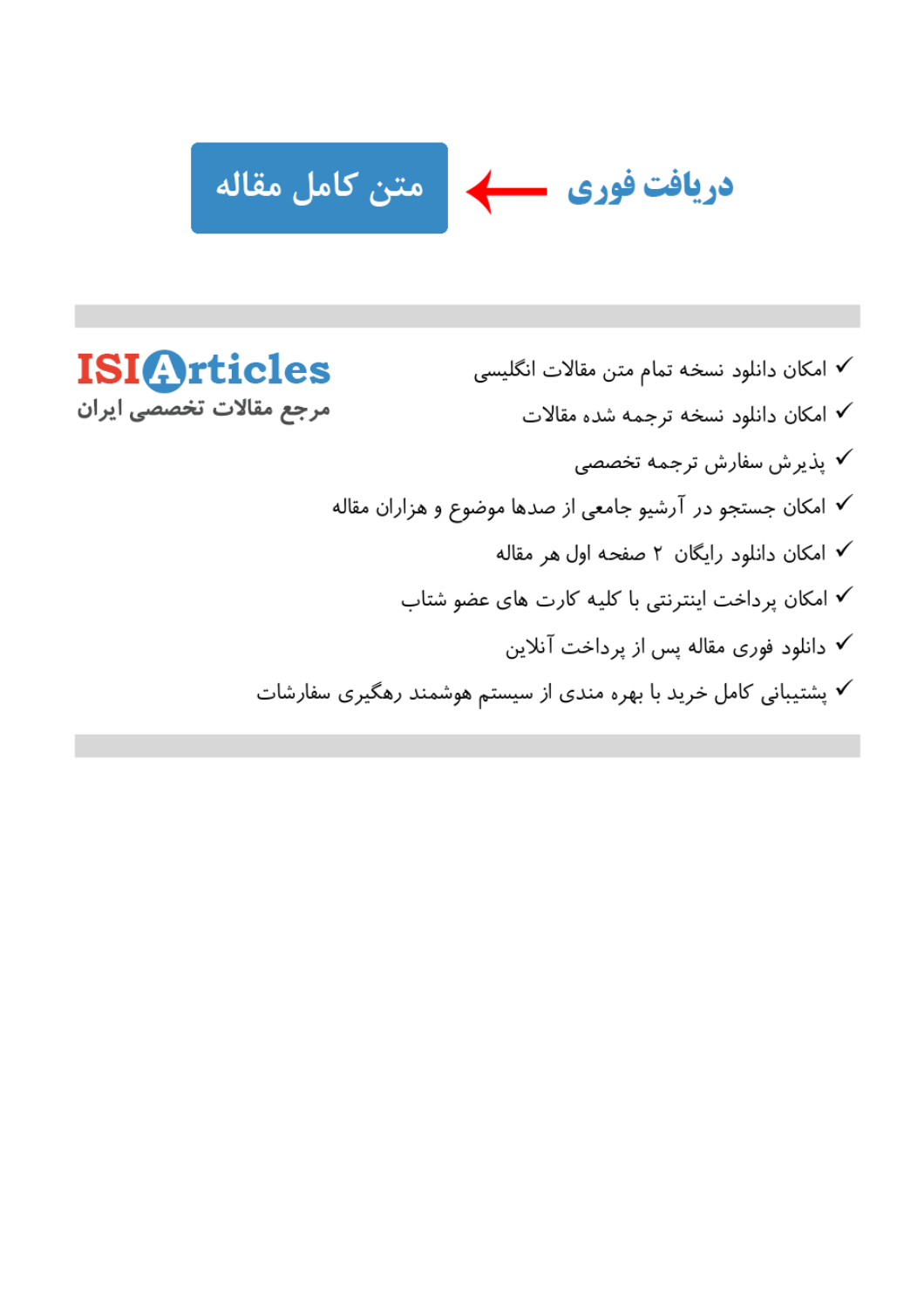دریافت فوری ← متن کامل مقاله

ISIArticles

مرجع مقالات تخصصی ایران

- ✓ امکان دانلود نسخه تمام متن مقالات انگلیسی
- ✓ امکان دانلود نسخه ترجمه شده مقالات
- ✓ پذیرش سفارش ترجمه تخصصی
- ✓ امکان جستجو در آرشیو جامعی از صدها موضوع و هزاران مقاله
- ✓ امکان دانلود رایگان ۲ صفحه اول هر مقاله
- ✓ امکان پرداخت اینترنتی با کلیه کارت های عضو شتاب
- ✓ دانلود فوری مقاله پس از پرداخت آنلاین
- ✓ پشتیبانی کامل خرید با بهره مندی از سیستم هوشمند رهگیری سفارشات